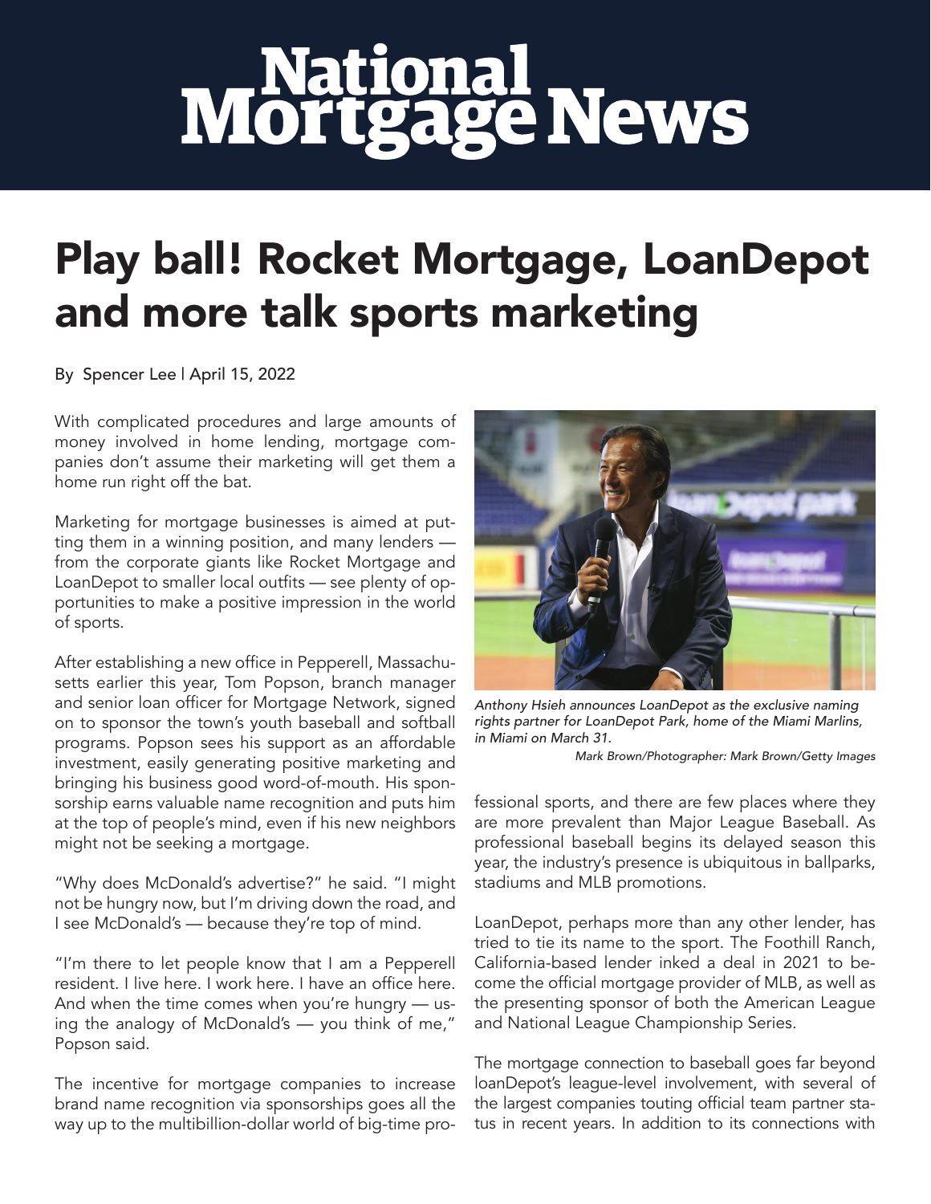# National Mortgage News

# Play ball! Rocket Mortgage, LoanDepot and more talk sports marketing

By Spencer Lee | April 15, 2022

With complicated procedures and large amounts of money involved in home lending, mortgage companies don't assume their marketing will get them a home run right off the bat.

Marketing for mortgage businesses is aimed at putting them in a winning position, and many lenders — from the corporate giants like Rocket Mortgage and LoanDepot to smaller local outfits — see plenty of opportunities to make a positive impression in the world of sports.

After establishing a new office in Pepperell, Massachusetts earlier this year, Tom Popson, branch manager and senior loan officer for Mortgage Network, signed on to sponsor the town's youth baseball and softball programs. Popson sees his support as an affordable investment, easily generating positive marketing and bringing his business good word-of-mouth. His sponsorship earns valuable name recognition and puts him at the top of people's mind, even if his new neighbors might not be seeking a mortgage.

"Why does McDonald's advertise?" he said. "I might not be hungry now, but I'm driving down the road, and I see McDonald's — because they're top of mind.

"I'm there to let people know that I am a Pepperell resident. I live here. I work here. I have an office here. And when the time comes when you're hungry — using the analogy of McDonald's — you think of me," Popson said.

The incentive for mortgage companies to increase brand name recognition via sponsorships goes all the way up to the multibillion-dollar world of big-time professional sports, and there are few places where they are more prevalent than Major League Baseball. As professional baseball begins its delayed season this year, the industry's presence is ubiquitous in ballparks, stadiums and MLB promotions.

*Anthony Hsieh announces LoanDepot as the exclusive naming rights partner for LoanDepot Park, home of the Miami Marlins, in Miami on March 31.*

*Mark Brown/Photographer: Mark Brown/Getty Images*

LoanDepot, perhaps more than any other lender, has tried to tie its name to the sport. The Foothill Ranch, California-based lender inked a deal in 2021 to become the official mortgage provider of MLB, as well as the presenting sponsor of both the American League and National League Championship Series.

The mortgage connection to baseball goes far beyond loanDepot's league-level involvement, with several of the largest companies touting official team partner status in recent years. In addition to its connections with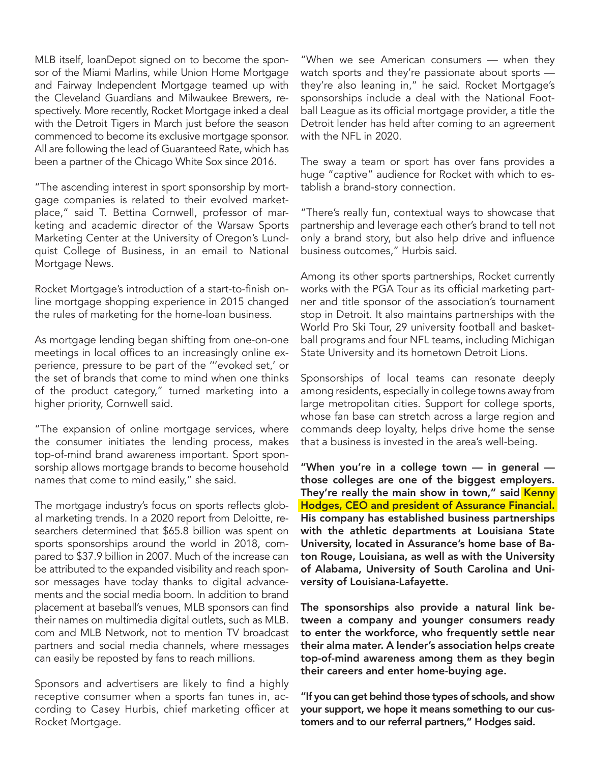MLB itself, loanDepot signed on to become the sponsor of the Miami Marlins, while Union Home Mortgage and Fairway Independent Mortgage teamed up with the Cleveland Guardians and Milwaukee Brewers, respectively. More recently, Rocket Mortgage inked a deal with the Detroit Tigers in March just before the season commenced to become its exclusive mortgage sponsor. All are following the lead of Guaranteed Rate, which has been a partner of the Chicago White Sox since 2016.

"The ascending interest in sport sponsorship by mortgage companies is related to their evolved marketplace," said T. Bettina Cornwell, professor of marketing and academic director of the Warsaw Sports Marketing Center at the University of Oregon's Lundquist College of Business, in an email to National Mortgage News.

Rocket Mortgage's introduction of a start-to-finish online mortgage shopping experience in 2015 changed the rules of marketing for the home-loan business.

As mortgage lending began shifting from one-on-one meetings in local offices to an increasingly online experience, pressure to be part of the "'evoked set,' or the set of brands that come to mind when one thinks of the product category," turned marketing into a higher priority, Cornwell said.

"The expansion of online mortgage services, where the consumer initiates the lending process, makes top-of-mind brand awareness important. Sport sponsorship allows mortgage brands to become household names that come to mind easily," she said.

The mortgage industry's focus on sports reflects global marketing trends. In a 2020 report from Deloitte, researchers determined that $65.8 billion was spent on sports sponsorships around the world in 2018, compared to $37.9 billion in 2007. Much of the increase can be attributed to the expanded visibility and reach sponsor messages have today thanks to digital advancements and the social media boom. In addition to brand placement at baseball's venues, MLB sponsors can find their names on multimedia digital outlets, such as MLB.com and MLB Network, not to mention TV broadcast partners and social media channels, where messages can easily be reposted by fans to reach millions.

Sponsors and advertisers are likely to find a highly receptive consumer when a sports fan tunes in, according to Casey Hurbis, chief marketing officer at Rocket Mortgage.

"When we see American consumers — when they watch sports and they're passionate about sports — they're also leaning in," he said. Rocket Mortgage's sponsorships include a deal with the National Football League as its official mortgage provider, a title the Detroit lender has held after coming to an agreement with the NFL in 2020.

The sway a team or sport has over fans provides a huge "captive" audience for Rocket with which to establish a brand-story connection.

"There's really fun, contextual ways to showcase that partnership and leverage each other's brand to tell not only a brand story, but also help drive and influence business outcomes," Hurbis said.

Among its other sports partnerships, Rocket currently works with the PGA Tour as its official marketing partner and title sponsor of the association's tournament stop in Detroit. It also maintains partnerships with the World Pro Ski Tour, 29 university football and basketball programs and four NFL teams, including Michigan State University and its hometown Detroit Lions.

Sponsorships of local teams can resonate deeply among residents, especially in college towns away from large metropolitan cities. Support for college sports, whose fan base can stretch across a large region and commands deep loyalty, helps drive home the sense that a business is invested in the area's well-being.

**"When you're in a college town — in general — those colleges are one of the biggest employers. They're really the main show in town," said Kenny Hodges, CEO and president of Assurance Financial. His company has established business partnerships with the athletic departments at Louisiana State University, located in Assurance's home base of Baton Rouge, Louisiana, as well as with the University of Alabama, University of South Carolina and University of Louisiana-Lafayette.**

**The sponsorships also provide a natural link between a company and younger consumers ready to enter the workforce, who frequently settle near their alma mater. A lender's association helps create top-of-mind awareness among them as they begin their careers and enter home-buying age.**

**"If you can get behind those types of schools, and show your support, we hope it means something to our customers and to our referral partners," Hodges said.**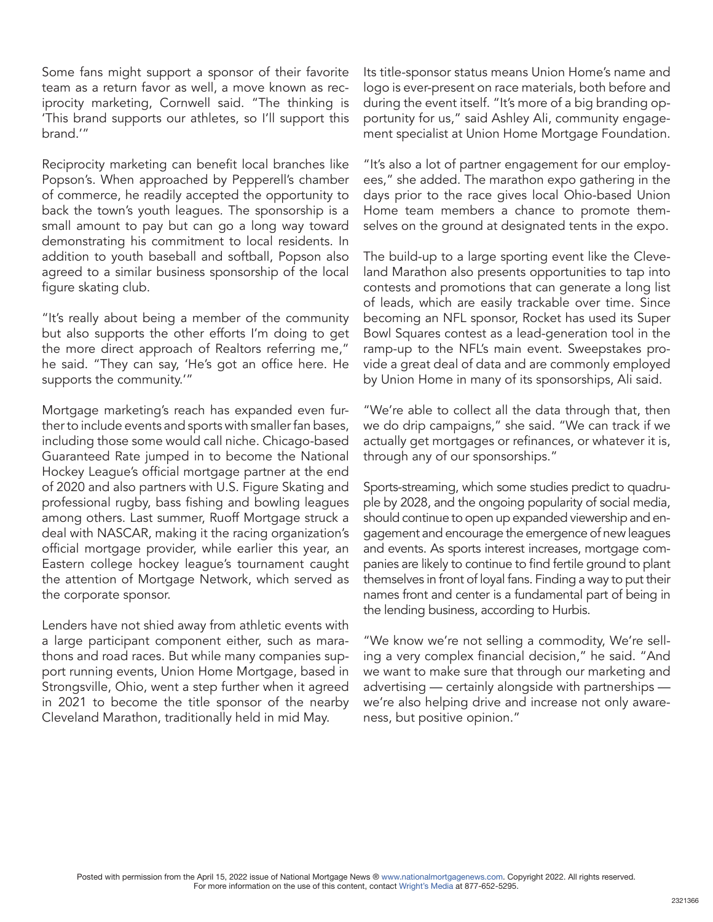Some fans might support a sponsor of their favorite team as a return favor as well, a move known as reciprocity marketing, Cornwell said. "The thinking is 'This brand supports our athletes, so I'll support this brand.'"

Reciprocity marketing can benefit local branches like Popson's. When approached by Pepperell's chamber of commerce, he readily accepted the opportunity to back the town's youth leagues. The sponsorship is a small amount to pay but can go a long way toward demonstrating his commitment to local residents. In addition to youth baseball and softball, Popson also agreed to a similar business sponsorship of the local figure skating club.

"It's really about being a member of the community but also supports the other efforts I'm doing to get the more direct approach of Realtors referring me," he said. "They can say, 'He's got an office here. He supports the community.'"

Mortgage marketing's reach has expanded even further to include events and sports with smaller fan bases, including those some would call niche. Chicago-based Guaranteed Rate jumped in to become the National Hockey League's official mortgage partner at the end of 2020 and also partners with U.S. Figure Skating and professional rugby, bass fishing and bowling leagues among others. Last summer, Ruoff Mortgage struck a deal with NASCAR, making it the racing organization's official mortgage provider, while earlier this year, an Eastern college hockey league's tournament caught the attention of Mortgage Network, which served as the corporate sponsor.

Lenders have not shied away from athletic events with a large participant component either, such as marathons and road races. But while many companies support running events, Union Home Mortgage, based in Strongsville, Ohio, went a step further when it agreed in 2021 to become the title sponsor of the nearby Cleveland Marathon, traditionally held in mid May.

Its title-sponsor status means Union Home's name and logo is ever-present on race materials, both before and during the event itself. "It's more of a big branding opportunity for us," said Ashley Ali, community engagement specialist at Union Home Mortgage Foundation.

"It's also a lot of partner engagement for our employees," she added. The marathon expo gathering in the days prior to the race gives local Ohio-based Union Home team members a chance to promote themselves on the ground at designated tents in the expo.

The build-up to a large sporting event like the Cleveland Marathon also presents opportunities to tap into contests and promotions that can generate a long list of leads, which are easily trackable over time. Since becoming an NFL sponsor, Rocket has used its Super Bowl Squares contest as a lead-generation tool in the ramp-up to the NFL's main event. Sweepstakes provide a great deal of data and are commonly employed by Union Home in many of its sponsorships, Ali said.

"We're able to collect all the data through that, then we do drip campaigns," she said. "We can track if we actually get mortgages or refinances, or whatever it is, through any of our sponsorships."

Sports-streaming, which some studies predict to quadruple by 2028, and the ongoing popularity of social media, should continue to open up expanded viewership and engagement and encourage the emergence of new leagues and events. As sports interest increases, mortgage companies are likely to continue to find fertile ground to plant themselves in front of loyal fans. Finding a way to put their names front and center is a fundamental part of being in the lending business, according to Hurbis.

"We know we're not selling a commodity, We're selling a very complex financial decision," he said. "And we want to make sure that through our marketing and advertising — certainly alongside with partnerships — we're also helping drive and increase not only awareness, but positive opinion."

Posted with permission from the April 15, 2022 issue of National Mortgage News ® www.nationalmortgagenews.com. Copyright 2022. All rights reserved.
For more information on the use of this content, contact Wright's Media at 877-652-5295.

2321366